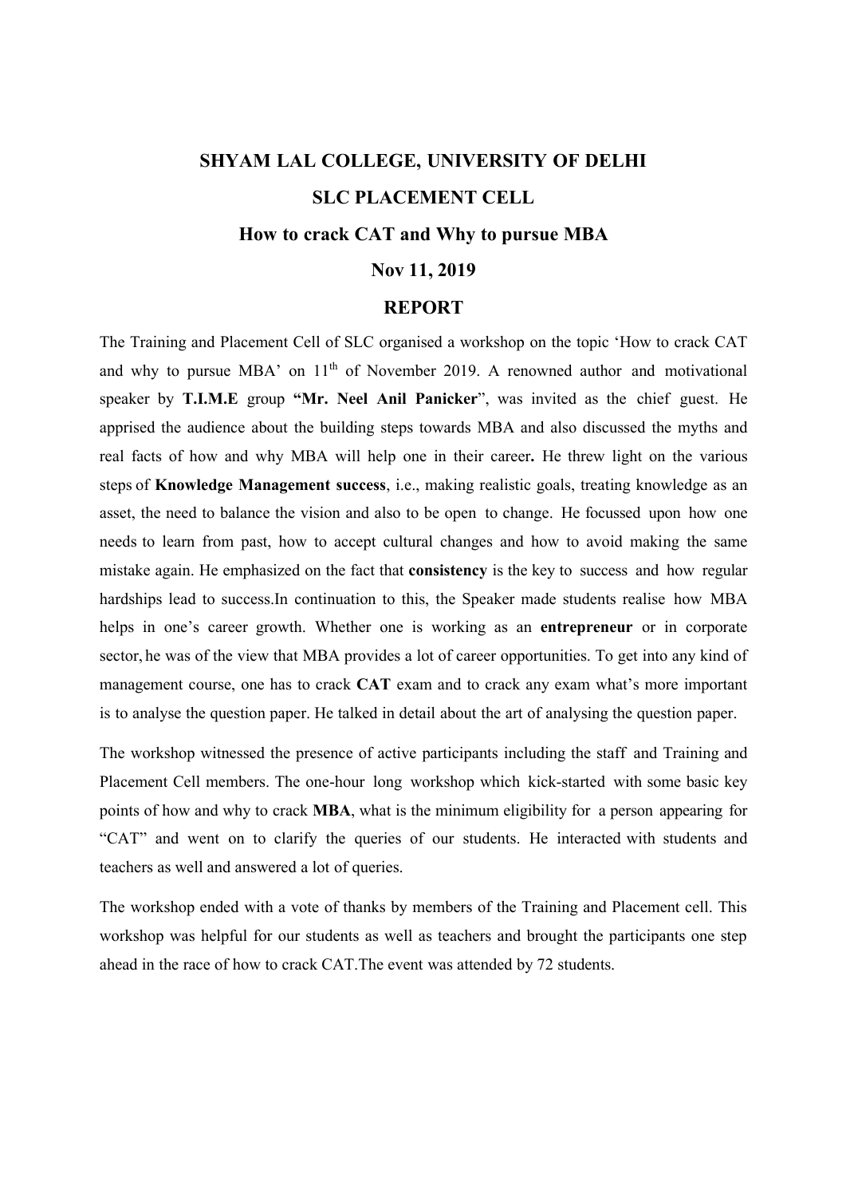# SHYAM LAL COLLEGE, UNIVERSITY OF DELHI

## SLC PLACEMENT CELL

## How to crack CAT and Why to pursue MBA

## Nov 11, 2019

## REPORT

The Training and Placement Cell of SLC organised a workshop on the topic 'How to crack CAT and why to pursue MBA' on 11th of November 2019. A renowned author and motivational speaker by **T.I.M.E** group **"Mr. Neel Anil Panicker**", was invited as the chief guest. He apprised the audience about the building steps towards MBA and also discussed the myths and real facts of how and why MBA will help one in their career**.** He threw light on the various steps of **Knowledge Management success**, i.e., making realistic goals, treating knowledge as an asset, the need to balance the vision and also to be open to change. He focussed upon how one needs to learn from past, how to accept cultural changes and how to avoid making the same mistake again. He emphasized on the fact that **consistency** is the key to success and how regular hardships lead to success.In continuation to this, the Speaker made students realise how MBA helps in one's career growth. Whether one is working as an **entrepreneur** or in corporate sector, he was of the view that MBA provides a lot of career opportunities. To get into any kind of management course, one has to crack **CAT** exam and to crack any exam what's more important is to analyse the question paper. He talked in detail about the art of analysing the question paper.

The workshop witnessed the presence of active participants including the staff and Training and Placement Cell members. The one-hour long workshop which kick-started with some basic key points of how and why to crack **MBA**, what is the minimum eligibility for a person appearing for "CAT" and went on to clarify the queries of our students. He interacted with students and teachers as well and answered a lot of queries.

The workshop ended with a vote of thanks by members of the Training and Placement cell. This workshop was helpful for our students as well as teachers and brought the participants one step ahead in the race of how to crack CAT.The event was attended by 72 students.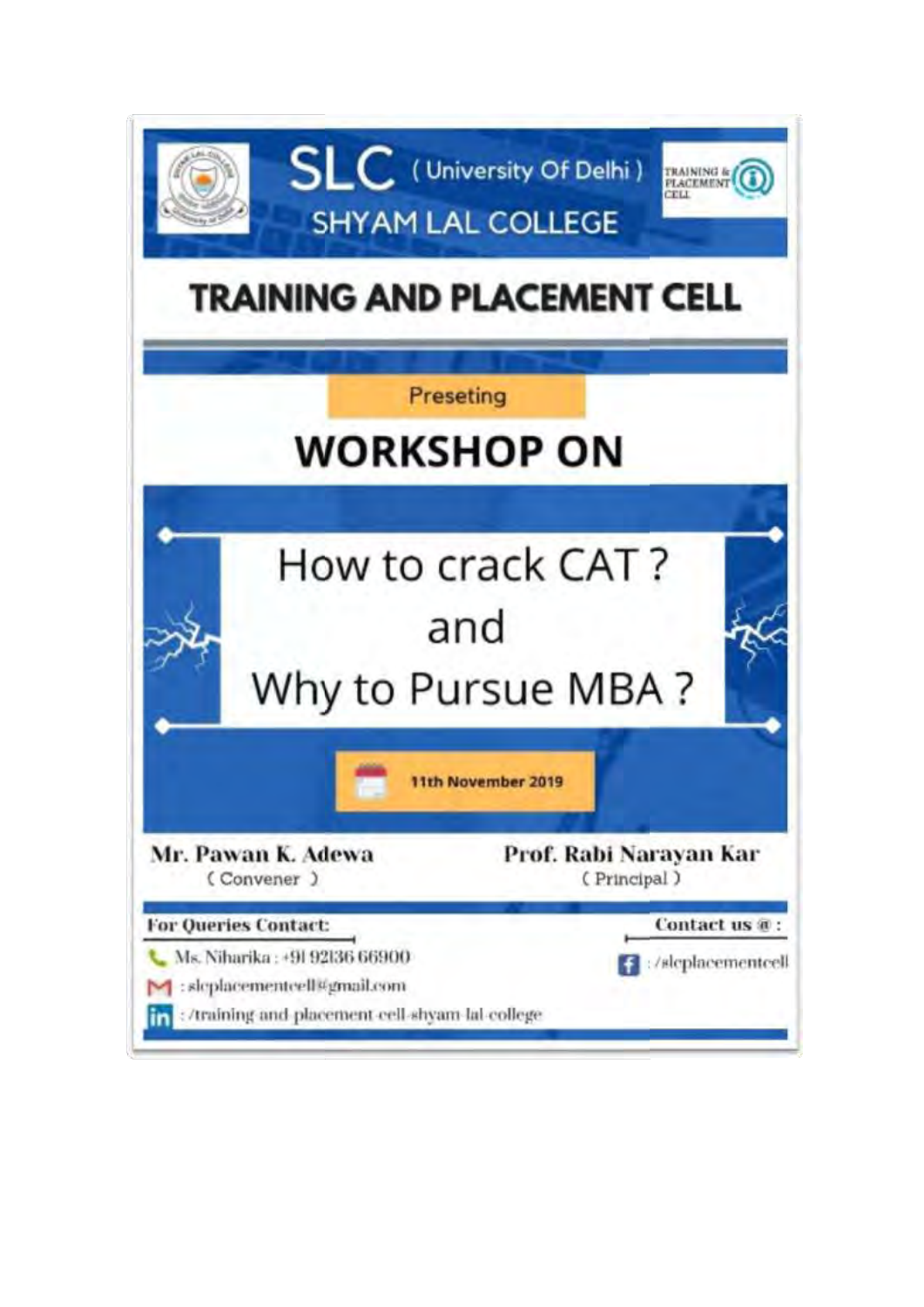# SLC (University Of Delhi)

## SHYAM LAL COLLEGE

TRAINING & PLACEMENT CELL

# TRAINING AND PLACEMENT CELL

Preseting

# WORKSHOP ON

## How to crack CAT ? and Why to Pursue MBA ?

11th November 2019

**Mr. Pawan K. Adewa**
( Convener )

**Prof. Rabi Narayan Kar**
( Principal )

**For Queries Contact:**

Ms. Niharika : +91 92136 66900

: slcplacementcell@gmail.com

: /training-and-placement-cell-shyam-lal-college

**Contact us @ :**

: /slcplacementcell